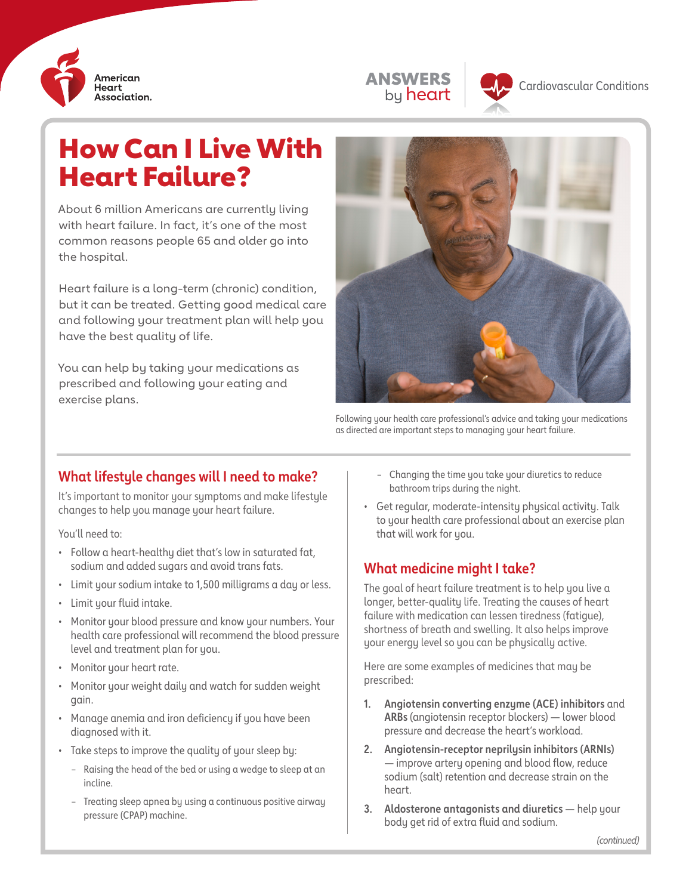American Heart Association.

ANSWERS by heart

Cardiovascular Conditions

# How Can I Live With Heart Failure?

About 6 million Americans are currently living with heart failure. In fact, it's one of the most common reasons people 65 and older go into the hospital.

Heart failure is a long-term (chronic) condition, but it can be treated. Getting good medical care and following your treatment plan will help you have the best quality of life.

You can help by taking your medications as prescribed and following your eating and exercise plans.

Following your health care professional's advice and taking your medications as directed are important steps to managing your heart failure.

## What lifestyle changes will I need to make?

It's important to monitor your symptoms and make lifestyle changes to help you manage your heart failure.

You'll need to:

- Follow a heart-healthy diet that's low in saturated fat, sodium and added sugars and avoid trans fats.
- Limit your sodium intake to 1,500 milligrams a day or less.
- Limit your fluid intake.
- Monitor your blood pressure and know your numbers. Your health care professional will recommend the blood pressure level and treatment plan for you.
- Monitor your heart rate.
- Monitor your weight daily and watch for sudden weight gain.
- Manage anemia and iron deficiency if you have been diagnosed with it.
- Take steps to improve the quality of your sleep by:
  - Raising the head of the bed or using a wedge to sleep at an incline.
  - Treating sleep apnea by using a continuous positive airway pressure (CPAP) machine.
  - Changing the time you take your diuretics to reduce bathroom trips during the night.
- Get regular, moderate-intensity physical activity. Talk to your health care professional about an exercise plan that will work for you.

## What medicine might I take?

The goal of heart failure treatment is to help you live a longer, better-quality life. Treating the causes of heart failure with medication can lessen tiredness (fatigue), shortness of breath and swelling. It also helps improve your energy level so you can be physically active.

Here are some examples of medicines that may be prescribed:

1. **Angiotensin converting enzyme (ACE) inhibitors** and **ARBs** (angiotensin receptor blockers) — lower blood pressure and decrease the heart's workload.
2. **Angiotensin-receptor neprilysin inhibitors (ARNIs)** — improve artery opening and blood flow, reduce sodium (salt) retention and decrease strain on the heart.
3. **Aldosterone antagonists and diuretics** — help your body get rid of extra fluid and sodium.

*(continued)*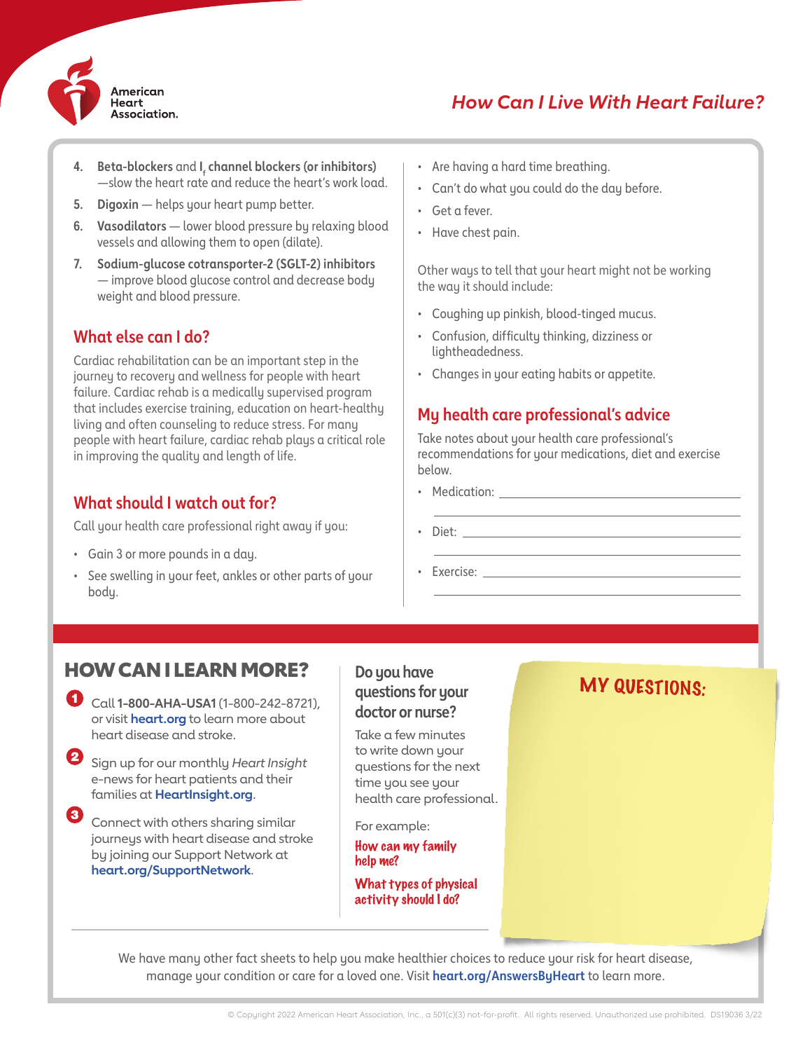4. **Beta-blockers** and **$I_f$ channel blockers (or inhibitors)** —slow the heart rate and reduce the heart's work load.
5. **Digoxin** — helps your heart pump better.
6. **Vasodilators** — lower blood pressure by relaxing blood vessels and allowing them to open (dilate).
7. **Sodium-glucose cotransporter-2 (SGLT-2) inhibitors** — improve blood glucose control and decrease body weight and blood pressure.

## What else can I do?

Cardiac rehabilitation can be an important step in the journey to recovery and wellness for people with heart failure. Cardiac rehab is a medically supervised program that includes exercise training, education on heart-healthy living and often counseling to reduce stress. For many people with heart failure, cardiac rehab plays a critical role in improving the quality and length of life.

## What should I watch out for?

Call your health care professional right away if you:

- Gain 3 or more pounds in a day.
- See swelling in your feet, ankles or other parts of your body.
- Are having a hard time breathing.
- Can't do what you could do the day before.
- Get a fever.
- Have chest pain.

Other ways to tell that your heart might not be working the way it should include:

- Coughing up pinkish, blood-tinged mucus.
- Confusion, difficulty thinking, dizziness or lightheadedness.
- Changes in your eating habits or appetite.

## My health care professional's advice

Take notes about your health care professional's recommendations for your medications, diet and exercise below.

- Medication: ______________________________
- Diet: ______________________________
- Exercise: ______________________________

## HOW CAN I LEARN MORE?

1. Call **1-800-AHA-USA1** (1-800-242-8721), or visit **heart.org** to learn more about heart disease and stroke.
2. Sign up for our monthly *Heart Insight* e-news for heart patients and their families at **HeartInsight.org**.
3. Connect with others sharing similar journeys with heart disease and stroke by joining our Support Network at **heart.org/SupportNetwork**.

### Do you have questions for your doctor or nurse?

Take a few minutes to write down your questions for the next time you see your health care professional.

For example:

**How can my family help me?**

**What types of physical activity should I do?**

### MY QUESTIONS:

We have many other fact sheets to help you make healthier choices to reduce your risk for heart disease, manage your condition or care for a loved one. Visit **heart.org/AnswersByHeart** to learn more.

© Copyright 2022 American Heart Association, Inc., a 501(c)(3) not-for-profit. All rights reserved. Unauthorized use prohibited. DS19036 3/22